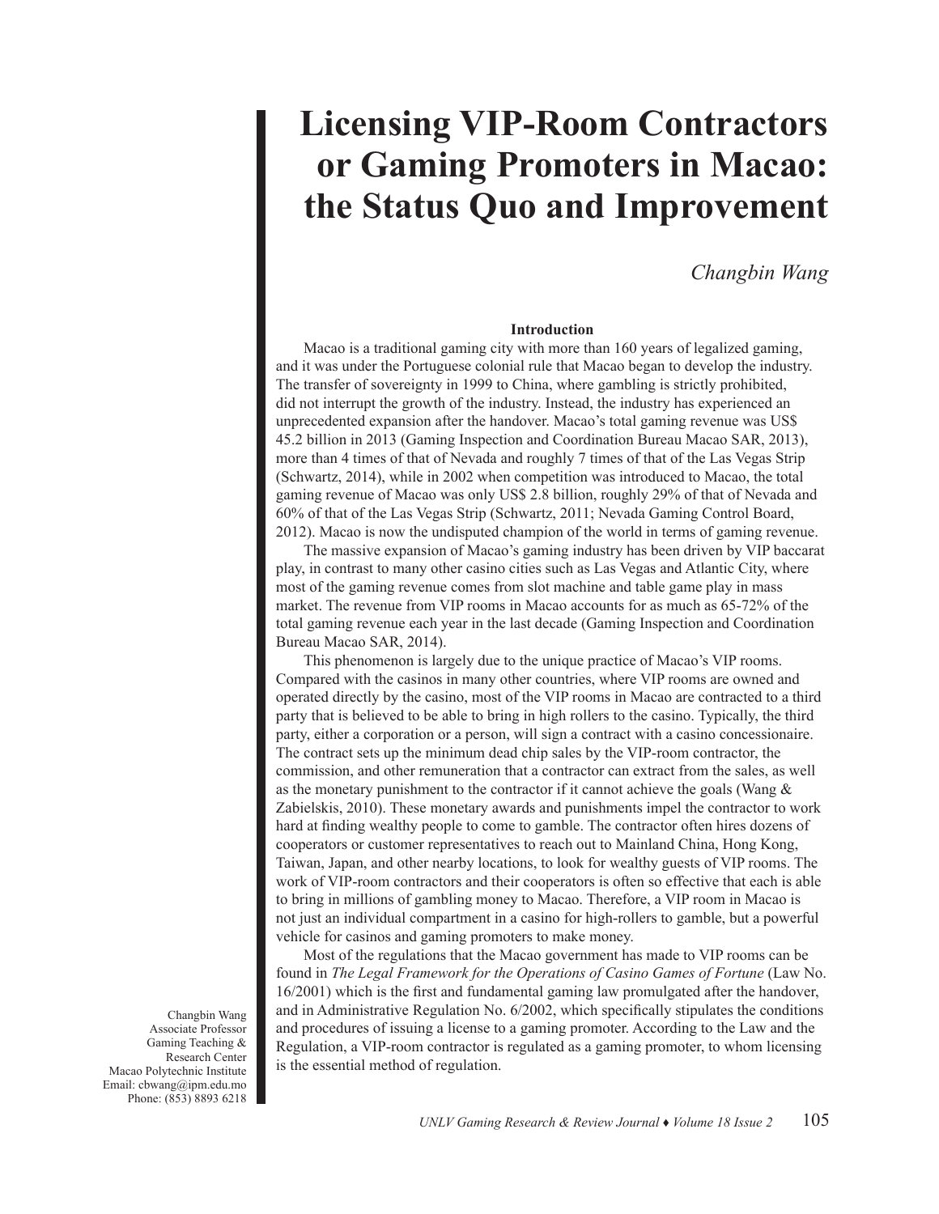# Licensing VIP-Room Contractors or Gaming Promoters in Macao: the Status Quo and Improvement

*Changbin Wang*

### Introduction

Macao is a traditional gaming city with more than 160 years of legalized gaming, and it was under the Portuguese colonial rule that Macao began to develop the industry. The transfer of sovereignty in 1999 to China, where gambling is strictly prohibited, did not interrupt the growth of the industry. Instead, the industry has experienced an unprecedented expansion after the handover. Macao's total gaming revenue was US$ 45.2 billion in 2013 (Gaming Inspection and Coordination Bureau Macao SAR, 2013), more than 4 times of that of Nevada and roughly 7 times of that of the Las Vegas Strip (Schwartz, 2014), while in 2002 when competition was introduced to Macao, the total gaming revenue of Macao was only US$ 2.8 billion, roughly 29% of that of Nevada and 60% of that of the Las Vegas Strip (Schwartz, 2011; Nevada Gaming Control Board, 2012). Macao is now the undisputed champion of the world in terms of gaming revenue.

The massive expansion of Macao's gaming industry has been driven by VIP baccarat play, in contrast to many other casino cities such as Las Vegas and Atlantic City, where most of the gaming revenue comes from slot machine and table game play in mass market. The revenue from VIP rooms in Macao accounts for as much as 65-72% of the total gaming revenue each year in the last decade (Gaming Inspection and Coordination Bureau Macao SAR, 2014).

This phenomenon is largely due to the unique practice of Macao's VIP rooms. Compared with the casinos in many other countries, where VIP rooms are owned and operated directly by the casino, most of the VIP rooms in Macao are contracted to a third party that is believed to be able to bring in high rollers to the casino. Typically, the third party, either a corporation or a person, will sign a contract with a casino concessionaire. The contract sets up the minimum dead chip sales by the VIP-room contractor, the commission, and other remuneration that a contractor can extract from the sales, as well as the monetary punishment to the contractor if it cannot achieve the goals (Wang & Zabielskis, 2010). These monetary awards and punishments impel the contractor to work hard at finding wealthy people to come to gamble. The contractor often hires dozens of cooperators or customer representatives to reach out to Mainland China, Hong Kong, Taiwan, Japan, and other nearby locations, to look for wealthy guests of VIP rooms. The work of VIP-room contractors and their cooperators is often so effective that each is able to bring in millions of gambling money to Macao. Therefore, a VIP room in Macao is not just an individual compartment in a casino for high-rollers to gamble, but a powerful vehicle for casinos and gaming promoters to make money.

Most of the regulations that the Macao government has made to VIP rooms can be found in *The Legal Framework for the Operations of Casino Games of Fortune* (Law No. 16/2001) which is the first and fundamental gaming law promulgated after the handover, and in Administrative Regulation No. 6/2002, which specifically stipulates the conditions and procedures of issuing a license to a gaming promoter. According to the Law and the Regulation, a VIP-room contractor is regulated as a gaming promoter, to whom licensing is the essential method of regulation.

Changbin Wang
Associate Professor
Gaming Teaching & Research Center
Macao Polytechnic Institute
Email: cbwang@ipm.edu.mo
Phone: (853) 8893 6218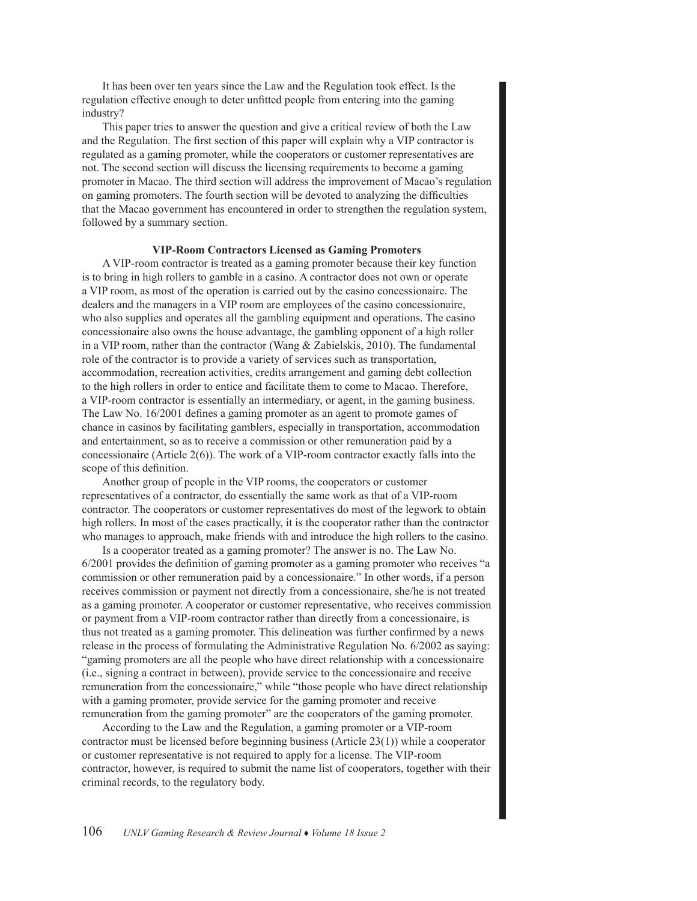It has been over ten years since the Law and the Regulation took effect. Is the regulation effective enough to deter unfitted people from entering into the gaming industry?

This paper tries to answer the question and give a critical review of both the Law and the Regulation. The first section of this paper will explain why a VIP contractor is regulated as a gaming promoter, while the cooperators or customer representatives are not. The second section will discuss the licensing requirements to become a gaming promoter in Macao. The third section will address the improvement of Macao's regulation on gaming promoters. The fourth section will be devoted to analyzing the difficulties that the Macao government has encountered in order to strengthen the regulation system, followed by a summary section.

### VIP-Room Contractors Licensed as Gaming Promoters

A VIP-room contractor is treated as a gaming promoter because their key function is to bring in high rollers to gamble in a casino. A contractor does not own or operate a VIP room, as most of the operation is carried out by the casino concessionaire. The dealers and the managers in a VIP room are employees of the casino concessionaire, who also supplies and operates all the gambling equipment and operations. The casino concessionaire also owns the house advantage, the gambling opponent of a high roller in a VIP room, rather than the contractor (Wang & Zabielskis, 2010). The fundamental role of the contractor is to provide a variety of services such as transportation, accommodation, recreation activities, credits arrangement and gaming debt collection to the high rollers in order to entice and facilitate them to come to Macao. Therefore, a VIP-room contractor is essentially an intermediary, or agent, in the gaming business. The Law No. 16/2001 defines a gaming promoter as an agent to promote games of chance in casinos by facilitating gamblers, especially in transportation, accommodation and entertainment, so as to receive a commission or other remuneration paid by a concessionaire (Article 2(6)). The work of a VIP-room contractor exactly falls into the scope of this definition.

Another group of people in the VIP rooms, the cooperators or customer representatives of a contractor, do essentially the same work as that of a VIP-room contractor. The cooperators or customer representatives do most of the legwork to obtain high rollers. In most of the cases practically, it is the cooperator rather than the contractor who manages to approach, make friends with and introduce the high rollers to the casino.

Is a cooperator treated as a gaming promoter? The answer is no. The Law No. 6/2001 provides the definition of gaming promoter as a gaming promoter who receives "a commission or other remuneration paid by a concessionaire." In other words, if a person receives commission or payment not directly from a concessionaire, she/he is not treated as a gaming promoter. A cooperator or customer representative, who receives commission or payment from a VIP-room contractor rather than directly from a concessionaire, is thus not treated as a gaming promoter. This delineation was further confirmed by a news release in the process of formulating the Administrative Regulation No. 6/2002 as saying: "gaming promoters are all the people who have direct relationship with a concessionaire (i.e., signing a contract in between), provide service to the concessionaire and receive remuneration from the concessionaire," while "those people who have direct relationship with a gaming promoter, provide service for the gaming promoter and receive remuneration from the gaming promoter" are the cooperators of the gaming promoter.

According to the Law and the Regulation, a gaming promoter or a VIP-room contractor must be licensed before beginning business (Article 23(1)) while a cooperator or customer representative is not required to apply for a license. The VIP-room contractor, however, is required to submit the name list of cooperators, together with their criminal records, to the regulatory body.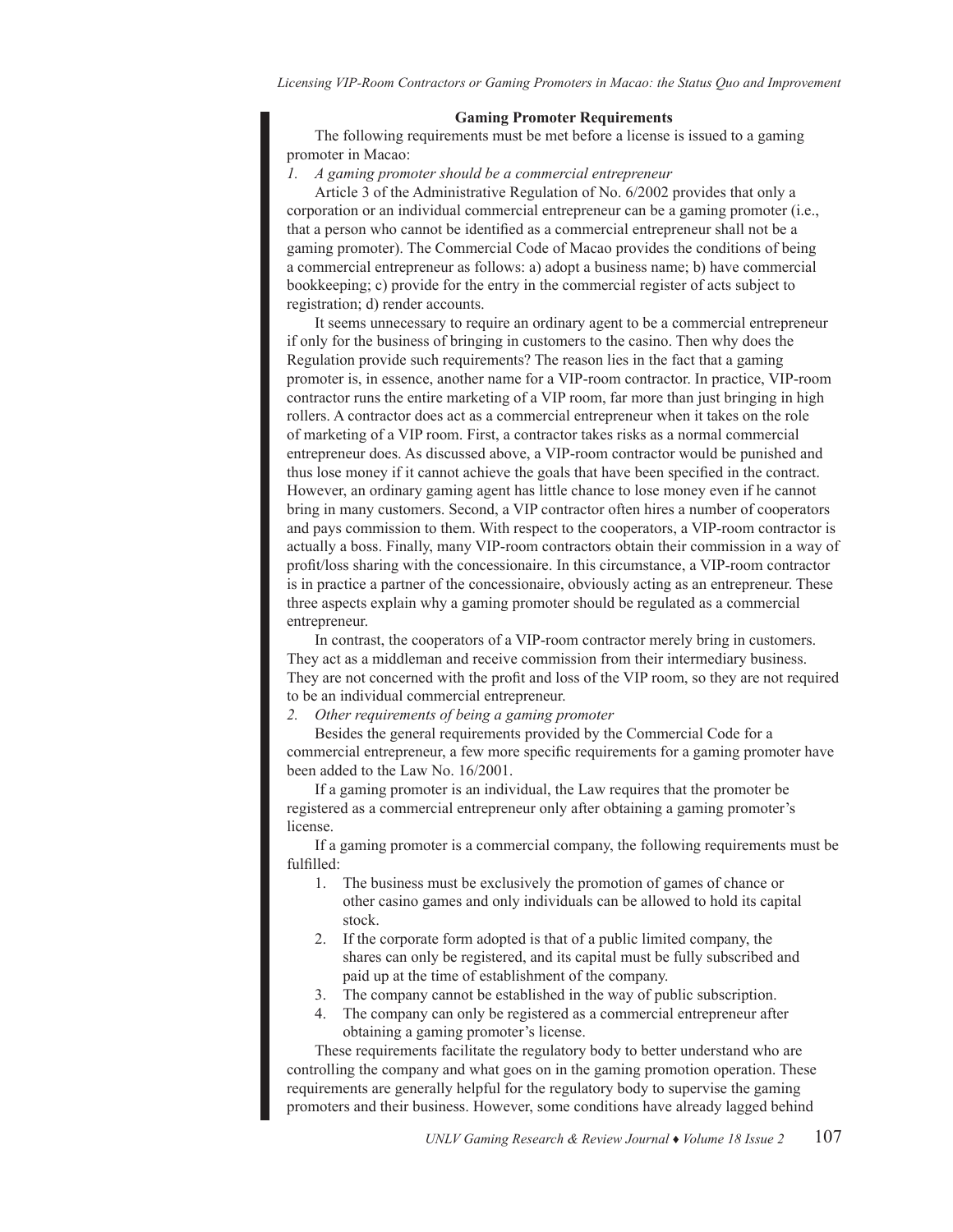### Gaming Promoter Requirements

The following requirements must be met before a license is issued to a gaming promoter in Macao:

*1. A gaming promoter should be a commercial entrepreneur*

Article 3 of the Administrative Regulation of No. 6/2002 provides that only a corporation or an individual commercial entrepreneur can be a gaming promoter (i.e., that a person who cannot be identified as a commercial entrepreneur shall not be a gaming promoter). The Commercial Code of Macao provides the conditions of being a commercial entrepreneur as follows: a) adopt a business name; b) have commercial bookkeeping; c) provide for the entry in the commercial register of acts subject to registration; d) render accounts.

It seems unnecessary to require an ordinary agent to be a commercial entrepreneur if only for the business of bringing in customers to the casino. Then why does the Regulation provide such requirements? The reason lies in the fact that a gaming promoter is, in essence, another name for a VIP-room contractor. In practice, VIP-room contractor runs the entire marketing of a VIP room, far more than just bringing in high rollers. A contractor does act as a commercial entrepreneur when it takes on the role of marketing of a VIP room. First, a contractor takes risks as a normal commercial entrepreneur does. As discussed above, a VIP-room contractor would be punished and thus lose money if it cannot achieve the goals that have been specified in the contract. However, an ordinary gaming agent has little chance to lose money even if he cannot bring in many customers. Second, a VIP contractor often hires a number of cooperators and pays commission to them. With respect to the cooperators, a VIP-room contractor is actually a boss. Finally, many VIP-room contractors obtain their commission in a way of profit/loss sharing with the concessionaire. In this circumstance, a VIP-room contractor is in practice a partner of the concessionaire, obviously acting as an entrepreneur. These three aspects explain why a gaming promoter should be regulated as a commercial entrepreneur.

In contrast, the cooperators of a VIP-room contractor merely bring in customers. They act as a middleman and receive commission from their intermediary business. They are not concerned with the profit and loss of the VIP room, so they are not required to be an individual commercial entrepreneur.

*2. Other requirements of being a gaming promoter*

Besides the general requirements provided by the Commercial Code for a commercial entrepreneur, a few more specific requirements for a gaming promoter have been added to the Law No. 16/2001.

If a gaming promoter is an individual, the Law requires that the promoter be registered as a commercial entrepreneur only after obtaining a gaming promoter's license.

If a gaming promoter is a commercial company, the following requirements must be fulfilled:

1. The business must be exclusively the promotion of games of chance or other casino games and only individuals can be allowed to hold its capital stock.
2. If the corporate form adopted is that of a public limited company, the shares can only be registered, and its capital must be fully subscribed and paid up at the time of establishment of the company.
3. The company cannot be established in the way of public subscription.
4. The company can only be registered as a commercial entrepreneur after obtaining a gaming promoter's license.

These requirements facilitate the regulatory body to better understand who are controlling the company and what goes on in the gaming promotion operation. These requirements are generally helpful for the regulatory body to supervise the gaming promoters and their business. However, some conditions have already lagged behind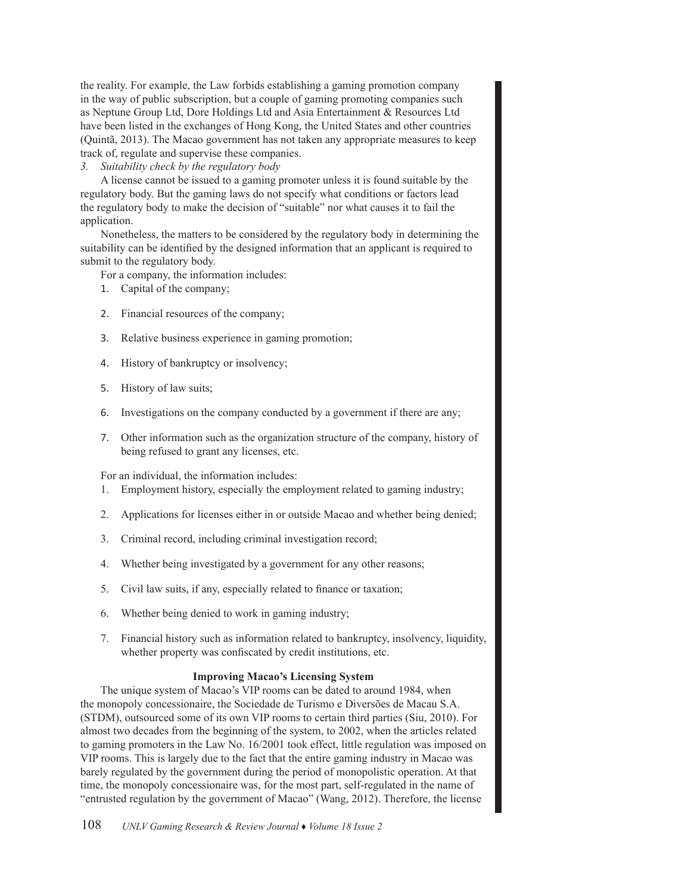the reality. For example, the Law forbids establishing a gaming promotion company in the way of public subscription, but a couple of gaming promoting companies such as Neptune Group Ltd, Dore Holdings Ltd and Asia Entertainment & Resources Ltd have been listed in the exchanges of Hong Kong, the United States and other countries (Quintã, 2013). The Macao government has not taken any appropriate measures to keep track of, regulate and supervise these companies.

*3. Suitability check by the regulatory body*

A license cannot be issued to a gaming promoter unless it is found suitable by the regulatory body. But the gaming laws do not specify what conditions or factors lead the regulatory body to make the decision of "suitable" nor what causes it to fail the application.

Nonetheless, the matters to be considered by the regulatory body in determining the suitability can be identified by the designed information that an applicant is required to submit to the regulatory body.

For a company, the information includes:

1. Capital of the company;
2. Financial resources of the company;
3. Relative business experience in gaming promotion;
4. History of bankruptcy or insolvency;
5. History of law suits;
6. Investigations on the company conducted by a government if there are any;
7. Other information such as the organization structure of the company, history of being refused to grant any licenses, etc.

For an individual, the information includes:

1. Employment history, especially the employment related to gaming industry;
2. Applications for licenses either in or outside Macao and whether being denied;
3. Criminal record, including criminal investigation record;
4. Whether being investigated by a government for any other reasons;
5. Civil law suits, if any, especially related to finance or taxation;
6. Whether being denied to work in gaming industry;
7. Financial history such as information related to bankruptcy, insolvency, liquidity, whether property was confiscated by credit institutions, etc.

## Improving Macao's Licensing System

The unique system of Macao's VIP rooms can be dated to around 1984, when the monopoly concessionaire, the Sociedade de Turismo e Diversões de Macau S.A. (STDM), outsourced some of its own VIP rooms to certain third parties (Siu, 2010). For almost two decades from the beginning of the system, to 2002, when the articles related to gaming promoters in the Law No. 16/2001 took effect, little regulation was imposed on VIP rooms. This is largely due to the fact that the entire gaming industry in Macao was barely regulated by the government during the period of monopolistic operation. At that time, the monopoly concessionaire was, for the most part, self-regulated in the name of "entrusted regulation by the government of Macao" (Wang, 2012). Therefore, the license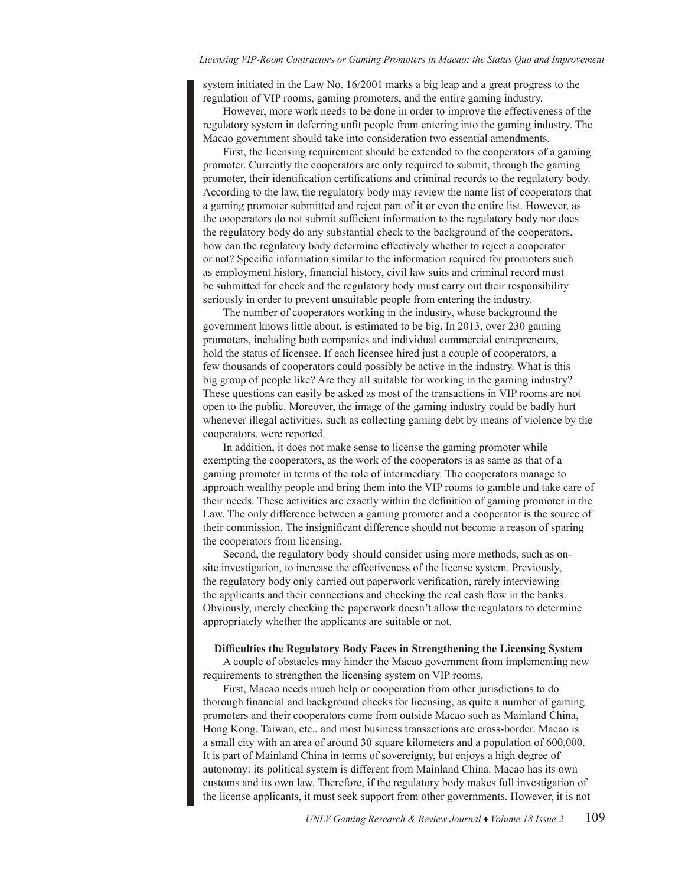system initiated in the Law No. 16/2001 marks a big leap and a great progress to the regulation of VIP rooms, gaming promoters, and the entire gaming industry.

However, more work needs to be done in order to improve the effectiveness of the regulatory system in deferring unfit people from entering into the gaming industry. The Macao government should take into consideration two essential amendments.

First, the licensing requirement should be extended to the cooperators of a gaming promoter. Currently the cooperators are only required to submit, through the gaming promoter, their identification certifications and criminal records to the regulatory body. According to the law, the regulatory body may review the name list of cooperators that a gaming promoter submitted and reject part of it or even the entire list. However, as the cooperators do not submit sufficient information to the regulatory body nor does the regulatory body do any substantial check to the background of the cooperators, how can the regulatory body determine effectively whether to reject a cooperator or not? Specific information similar to the information required for promoters such as employment history, financial history, civil law suits and criminal record must be submitted for check and the regulatory body must carry out their responsibility seriously in order to prevent unsuitable people from entering the industry.

The number of cooperators working in the industry, whose background the government knows little about, is estimated to be big. In 2013, over 230 gaming promoters, including both companies and individual commercial entrepreneurs, hold the status of licensee. If each licensee hired just a couple of cooperators, a few thousands of cooperators could possibly be active in the industry. What is this big group of people like? Are they all suitable for working in the gaming industry? These questions can easily be asked as most of the transactions in VIP rooms are not open to the public. Moreover, the image of the gaming industry could be badly hurt whenever illegal activities, such as collecting gaming debt by means of violence by the cooperators, were reported.

In addition, it does not make sense to license the gaming promoter while exempting the cooperators, as the work of the cooperators is as same as that of a gaming promoter in terms of the role of intermediary. The cooperators manage to approach wealthy people and bring them into the VIP rooms to gamble and take care of their needs. These activities are exactly within the definition of gaming promoter in the Law. The only difference between a gaming promoter and a cooperator is the source of their commission. The insignificant difference should not become a reason of sparing the cooperators from licensing.

Second, the regulatory body should consider using more methods, such as on-site investigation, to increase the effectiveness of the license system. Previously, the regulatory body only carried out paperwork verification, rarely interviewing the applicants and their connections and checking the real cash flow in the banks. Obviously, merely checking the paperwork doesn't allow the regulators to determine appropriately whether the applicants are suitable or not.

**Difficulties the Regulatory Body Faces in Strengthening the Licensing System**

A couple of obstacles may hinder the Macao government from implementing new requirements to strengthen the licensing system on VIP rooms.

First, Macao needs much help or cooperation from other jurisdictions to do thorough financial and background checks for licensing, as quite a number of gaming promoters and their cooperators come from outside Macao such as Mainland China, Hong Kong, Taiwan, etc., and most business transactions are cross-border. Macao is a small city with an area of around 30 square kilometers and a population of 600,000. It is part of Mainland China in terms of sovereignty, but enjoys a high degree of autonomy: its political system is different from Mainland China. Macao has its own customs and its own law. Therefore, if the regulatory body makes full investigation of the license applicants, it must seek support from other governments. However, it is not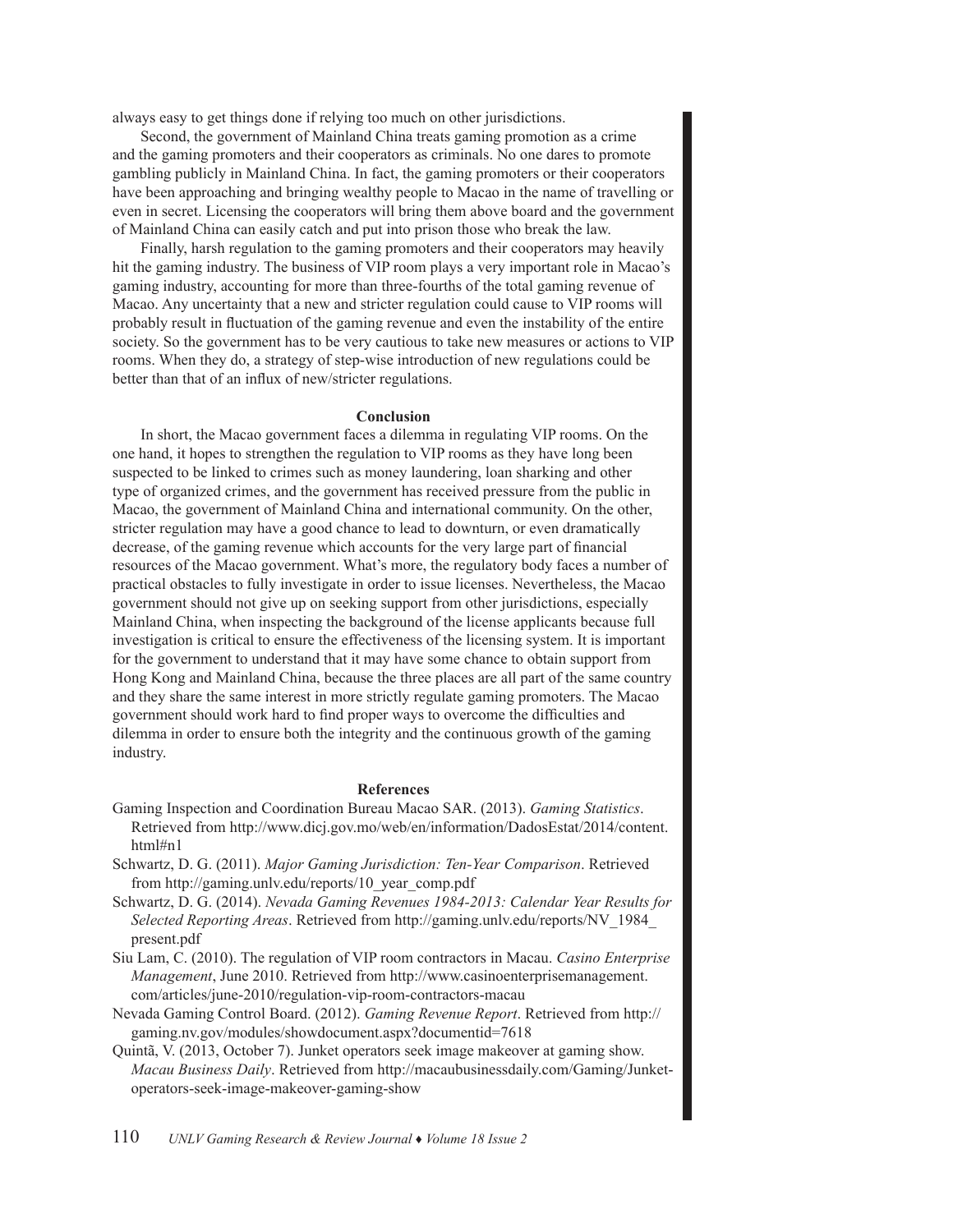always easy to get things done if relying too much on other jurisdictions.

Second, the government of Mainland China treats gaming promotion as a crime and the gaming promoters and their cooperators as criminals. No one dares to promote gambling publicly in Mainland China. In fact, the gaming promoters or their cooperators have been approaching and bringing wealthy people to Macao in the name of travelling or even in secret. Licensing the cooperators will bring them above board and the government of Mainland China can easily catch and put into prison those who break the law.

Finally, harsh regulation to the gaming promoters and their cooperators may heavily hit the gaming industry. The business of VIP room plays a very important role in Macao's gaming industry, accounting for more than three-fourths of the total gaming revenue of Macao. Any uncertainty that a new and stricter regulation could cause to VIP rooms will probably result in fluctuation of the gaming revenue and even the instability of the entire society. So the government has to be very cautious to take new measures or actions to VIP rooms. When they do, a strategy of step-wise introduction of new regulations could be better than that of an influx of new/stricter regulations.

## Conclusion

In short, the Macao government faces a dilemma in regulating VIP rooms. On the one hand, it hopes to strengthen the regulation to VIP rooms as they have long been suspected to be linked to crimes such as money laundering, loan sharking and other type of organized crimes, and the government has received pressure from the public in Macao, the government of Mainland China and international community. On the other, stricter regulation may have a good chance to lead to downturn, or even dramatically decrease, of the gaming revenue which accounts for the very large part of financial resources of the Macao government. What's more, the regulatory body faces a number of practical obstacles to fully investigate in order to issue licenses. Nevertheless, the Macao government should not give up on seeking support from other jurisdictions, especially Mainland China, when inspecting the background of the license applicants because full investigation is critical to ensure the effectiveness of the licensing system. It is important for the government to understand that it may have some chance to obtain support from Hong Kong and Mainland China, because the three places are all part of the same country and they share the same interest in more strictly regulate gaming promoters. The Macao government should work hard to find proper ways to overcome the difficulties and dilemma in order to ensure both the integrity and the continuous growth of the gaming industry.

## References

Gaming Inspection and Coordination Bureau Macao SAR. (2013). *Gaming Statistics*. Retrieved from http://www.dicj.gov.mo/web/en/information/DadosEstat/2014/content.html#n1

Schwartz, D. G. (2011). *Major Gaming Jurisdiction: Ten-Year Comparison*. Retrieved from http://gaming.unlv.edu/reports/10_year_comp.pdf

Schwartz, D. G. (2014). *Nevada Gaming Revenues 1984-2013: Calendar Year Results for Selected Reporting Areas*. Retrieved from http://gaming.unlv.edu/reports/NV_1984_present.pdf

Siu Lam, C. (2010). The regulation of VIP room contractors in Macau. *Casino Enterprise Management*, June 2010. Retrieved from http://www.casinoenterprisemanagement.com/articles/june-2010/regulation-vip-room-contractors-macau

Nevada Gaming Control Board. (2012). *Gaming Revenue Report*. Retrieved from http://gaming.nv.gov/modules/showdocument.aspx?documentid=7618

Quintã, V. (2013, October 7). Junket operators seek image makeover at gaming show. *Macau Business Daily*. Retrieved from http://macaubusinessdaily.com/Gaming/Junket-operators-seek-image-makeover-gaming-show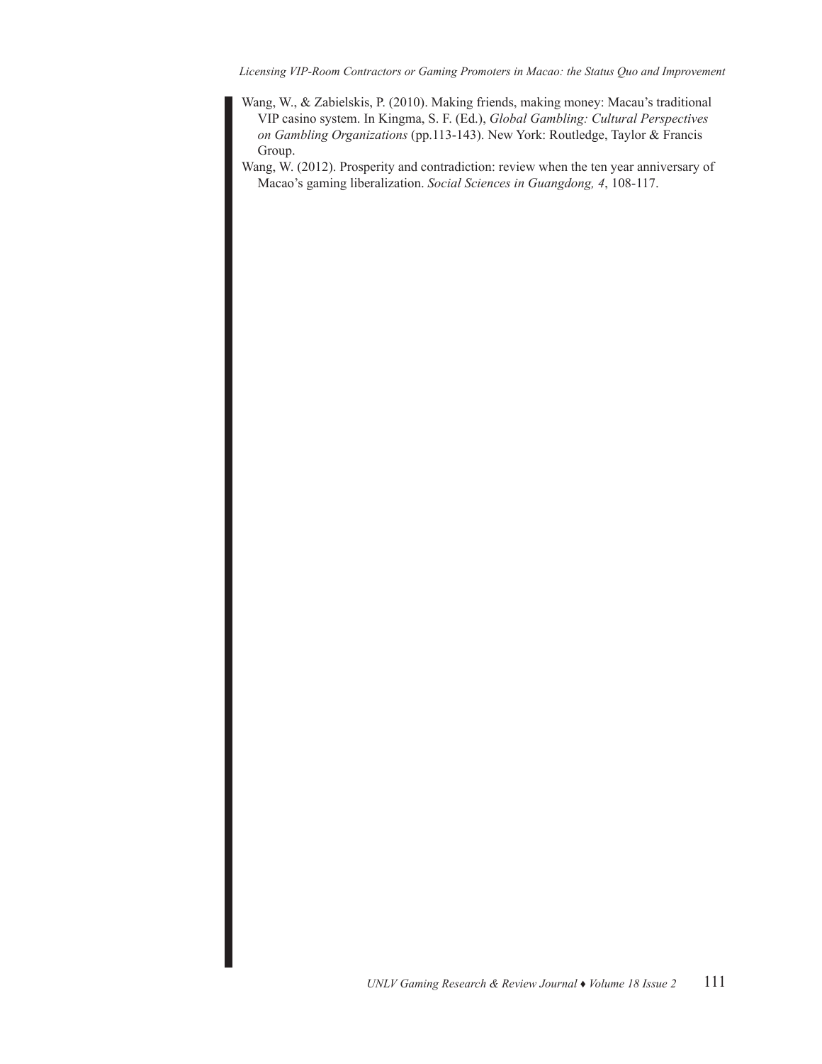Wang, W., & Zabielskis, P. (2010). Making friends, making money: Macau's traditional VIP casino system. In Kingma, S. F. (Ed.), *Global Gambling: Cultural Perspectives on Gambling Organizations* (pp.113-143). New York: Routledge, Taylor & Francis Group.

Wang, W. (2012). Prosperity and contradiction: review when the ten year anniversary of Macao's gaming liberalization. *Social Sciences in Guangdong, 4*, 108-117.